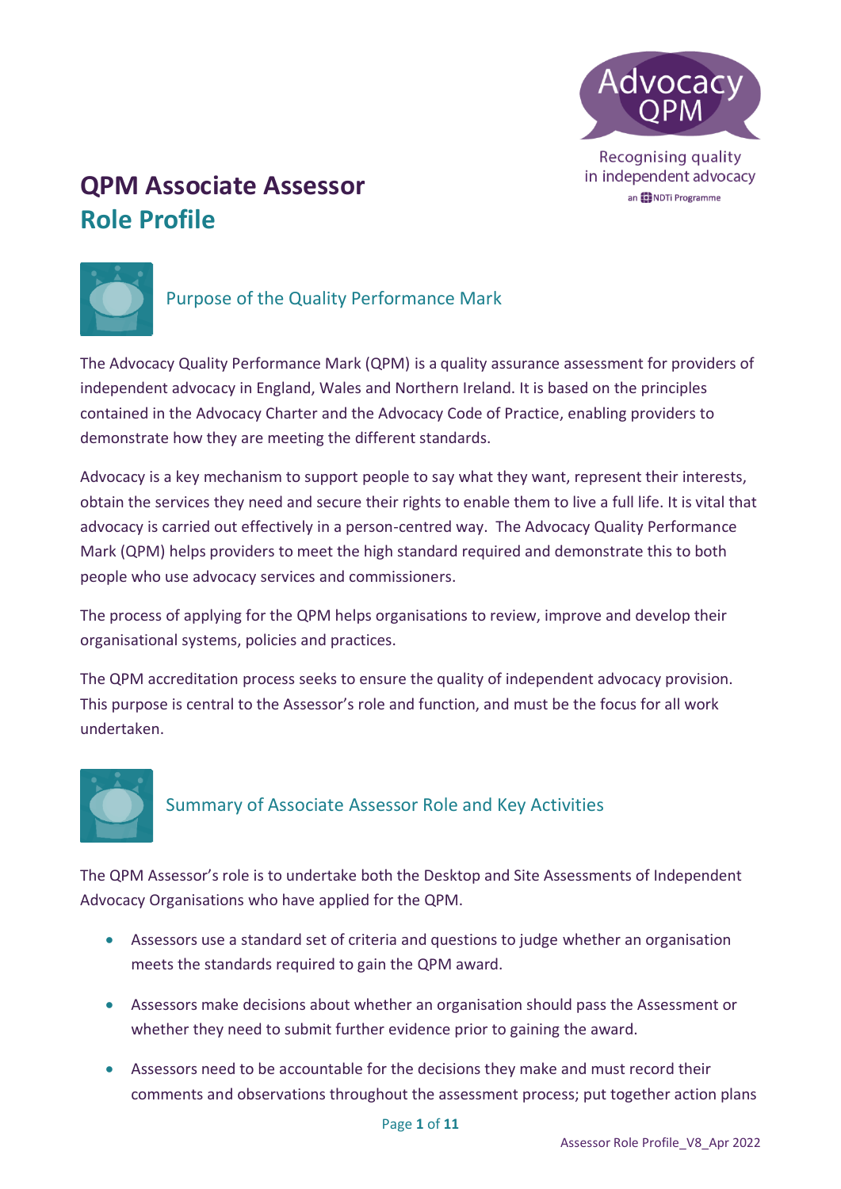# QPM Associate Assessor
# Role Profile

Advocacy QPM

Recognising quality in independent advocacy

an NDTi Programme

## Purpose of the Quality Performance Mark

The Advocacy Quality Performance Mark (QPM) is a quality assurance assessment for providers of independent advocacy in England, Wales and Northern Ireland. It is based on the principles contained in the Advocacy Charter and the Advocacy Code of Practice, enabling providers to demonstrate how they are meeting the different standards.

Advocacy is a key mechanism to support people to say what they want, represent their interests, obtain the services they need and secure their rights to enable them to live a full life. It is vital that advocacy is carried out effectively in a person-centred way. The Advocacy Quality Performance Mark (QPM) helps providers to meet the high standard required and demonstrate this to both people who use advocacy services and commissioners.

The process of applying for the QPM helps organisations to review, improve and develop their organisational systems, policies and practices.

The QPM accreditation process seeks to ensure the quality of independent advocacy provision. This purpose is central to the Assessor's role and function, and must be the focus for all work undertaken.

## Summary of Associate Assessor Role and Key Activities

The QPM Assessor's role is to undertake both the Desktop and Site Assessments of Independent Advocacy Organisations who have applied for the QPM.

- Assessors use a standard set of criteria and questions to judge whether an organisation meets the standards required to gain the QPM award.
- Assessors make decisions about whether an organisation should pass the Assessment or whether they need to submit further evidence prior to gaining the award.
- Assessors need to be accountable for the decisions they make and must record their comments and observations throughout the assessment process; put together action plans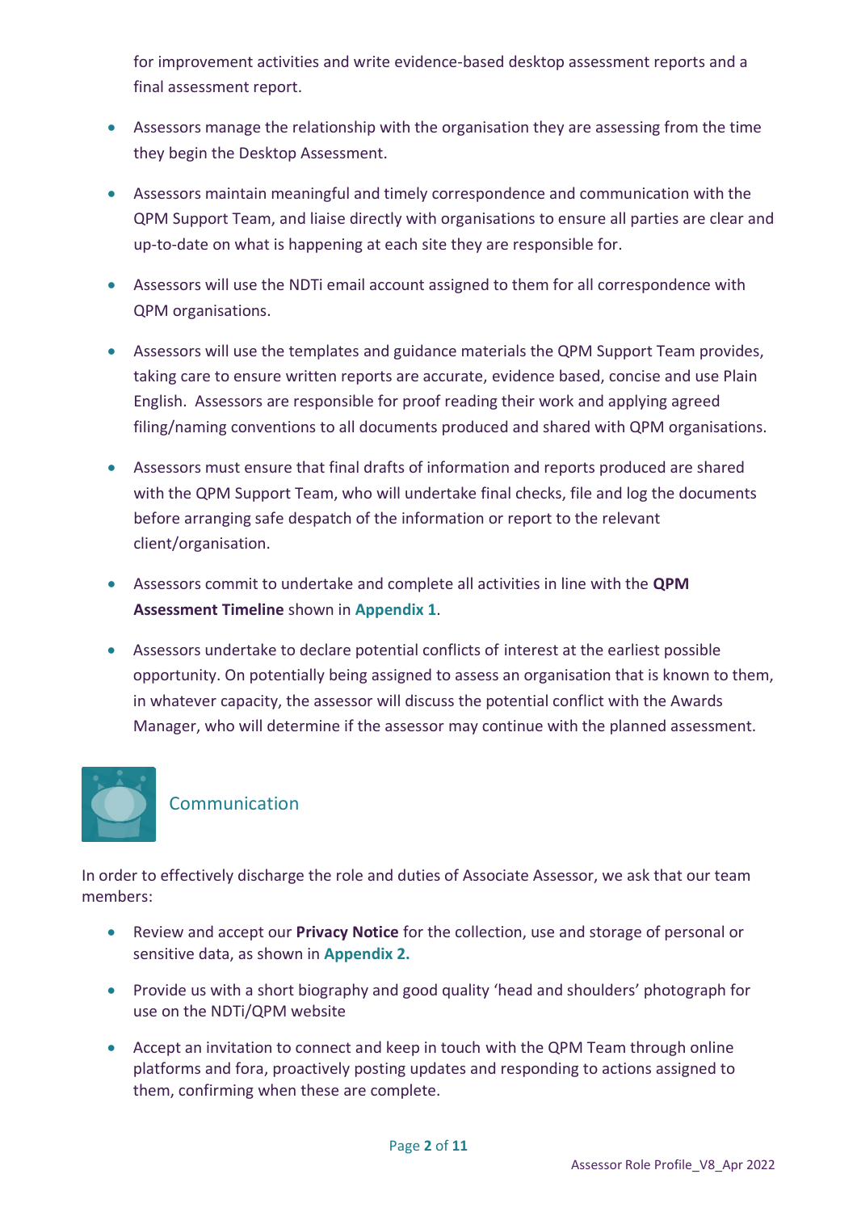for improvement activities and write evidence-based desktop assessment reports and a final assessment report.

- Assessors manage the relationship with the organisation they are assessing from the time they begin the Desktop Assessment.

- Assessors maintain meaningful and timely correspondence and communication with the QPM Support Team, and liaise directly with organisations to ensure all parties are clear and up-to-date on what is happening at each site they are responsible for.

- Assessors will use the NDTi email account assigned to them for all correspondence with QPM organisations.

- Assessors will use the templates and guidance materials the QPM Support Team provides, taking care to ensure written reports are accurate, evidence based, concise and use Plain English. Assessors are responsible for proof reading their work and applying agreed filing/naming conventions to all documents produced and shared with QPM organisations.

- Assessors must ensure that final drafts of information and reports produced are shared with the QPM Support Team, who will undertake final checks, file and log the documents before arranging safe despatch of the information or report to the relevant client/organisation.

- Assessors commit to undertake and complete all activities in line with the **QPM Assessment Timeline** shown in **Appendix 1**.

- Assessors undertake to declare potential conflicts of interest at the earliest possible opportunity. On potentially being assigned to assess an organisation that is known to them, in whatever capacity, the assessor will discuss the potential conflict with the Awards Manager, who will determine if the assessor may continue with the planned assessment.

## Communication

In order to effectively discharge the role and duties of Associate Assessor, we ask that our team members:

- Review and accept our **Privacy Notice** for the collection, use and storage of personal or sensitive data, as shown in **Appendix 2.**

- Provide us with a short biography and good quality 'head and shoulders' photograph for use on the NDTi/QPM website

- Accept an invitation to connect and keep in touch with the QPM Team through online platforms and fora, proactively posting updates and responding to actions assigned to them, confirming when these are complete.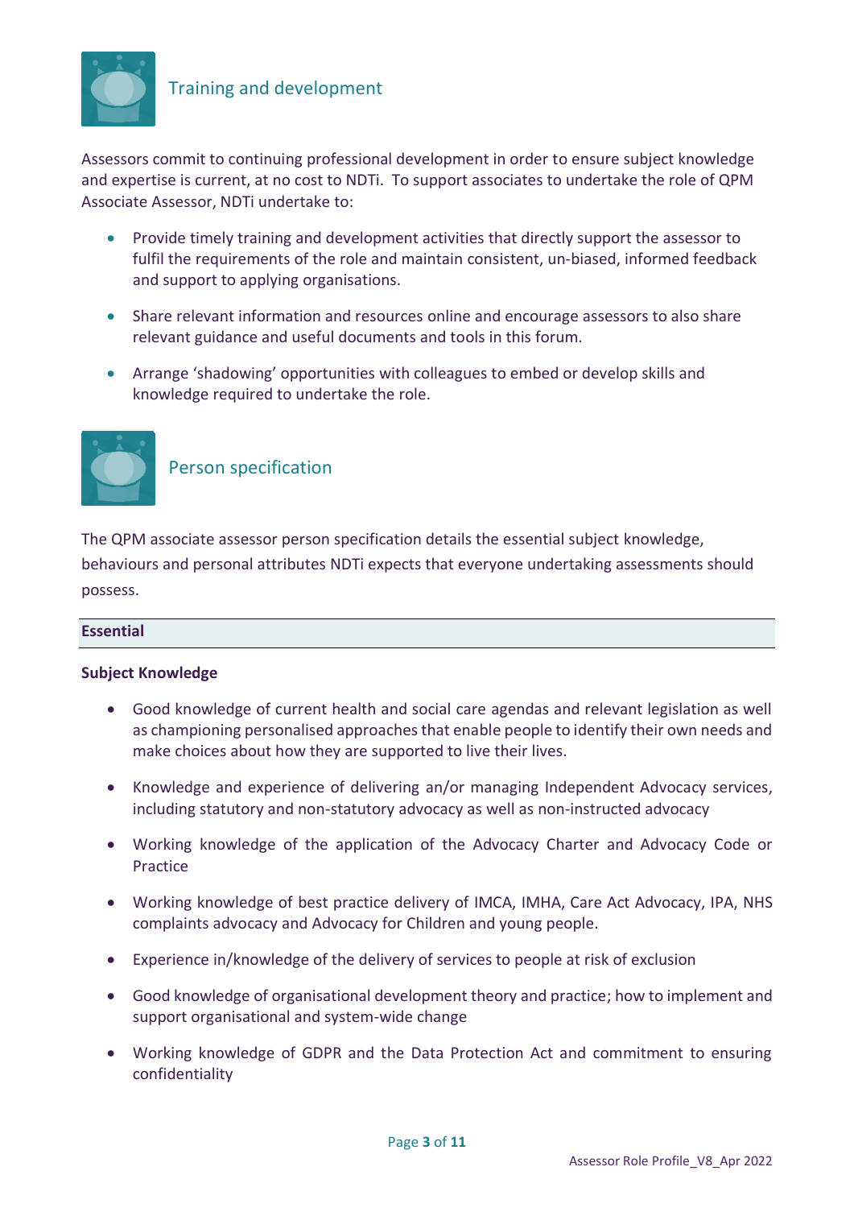## Training and development

Assessors commit to continuing professional development in order to ensure subject knowledge and expertise is current, at no cost to NDTi. To support associates to undertake the role of QPM Associate Assessor, NDTi undertake to:

- Provide timely training and development activities that directly support the assessor to fulfil the requirements of the role and maintain consistent, un-biased, informed feedback and support to applying organisations.
- Share relevant information and resources online and encourage assessors to also share relevant guidance and useful documents and tools in this forum.
- Arrange 'shadowing' opportunities with colleagues to embed or develop skills and knowledge required to undertake the role.

## Person specification

The QPM associate assessor person specification details the essential subject knowledge, behaviours and personal attributes NDTi expects that everyone undertaking assessments should possess.

### Essential

**Subject Knowledge**

- Good knowledge of current health and social care agendas and relevant legislation as well as championing personalised approaches that enable people to identify their own needs and make choices about how they are supported to live their lives.
- Knowledge and experience of delivering an/or managing Independent Advocacy services, including statutory and non-statutory advocacy as well as non-instructed advocacy
- Working knowledge of the application of the Advocacy Charter and Advocacy Code or Practice
- Working knowledge of best practice delivery of IMCA, IMHA, Care Act Advocacy, IPA, NHS complaints advocacy and Advocacy for Children and young people.
- Experience in/knowledge of the delivery of services to people at risk of exclusion
- Good knowledge of organisational development theory and practice; how to implement and support organisational and system-wide change
- Working knowledge of GDPR and the Data Protection Act and commitment to ensuring confidentiality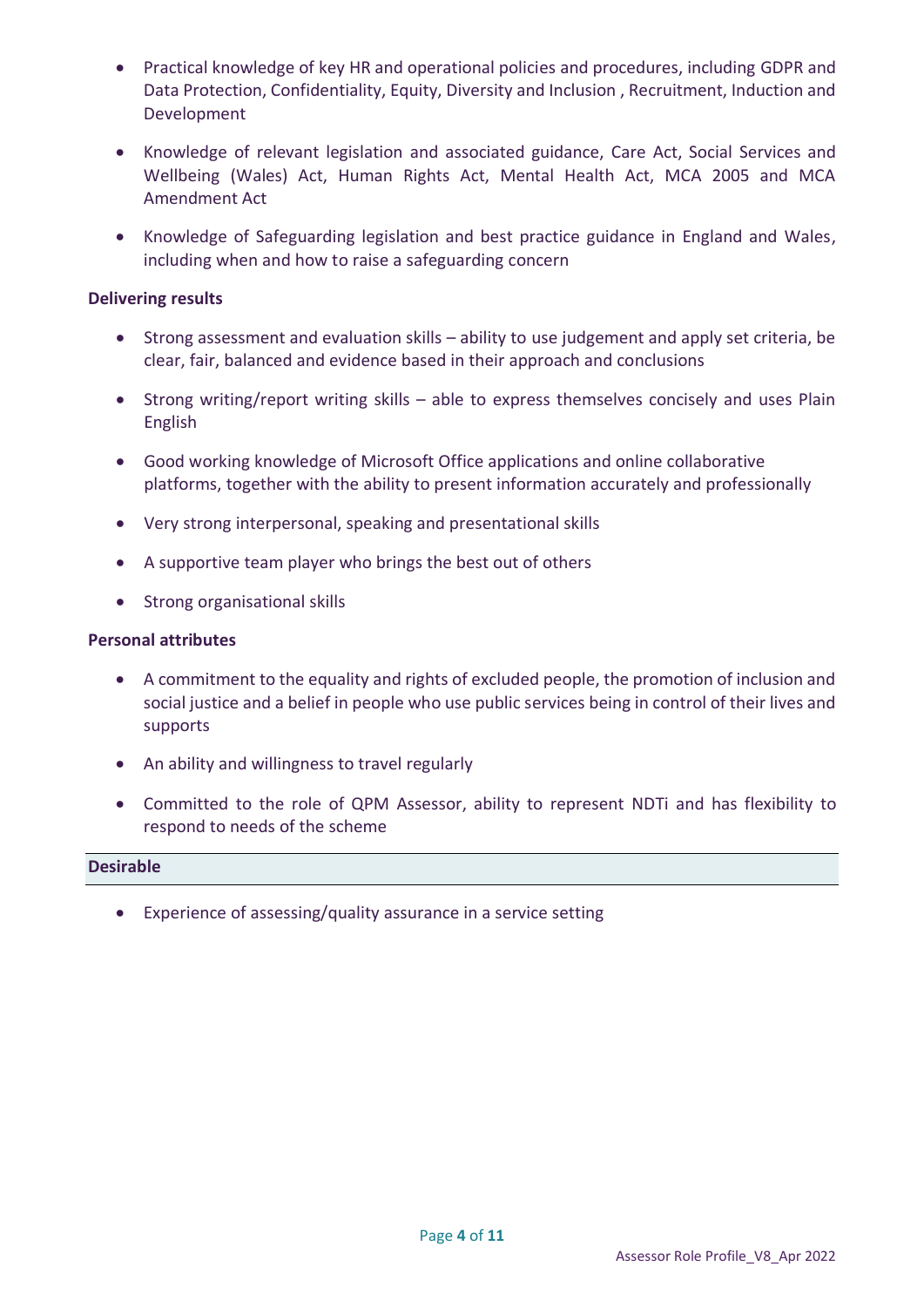- Practical knowledge of key HR and operational policies and procedures, including GDPR and Data Protection, Confidentiality, Equity, Diversity and Inclusion , Recruitment, Induction and Development

- Knowledge of relevant legislation and associated guidance, Care Act, Social Services and Wellbeing (Wales) Act, Human Rights Act, Mental Health Act, MCA 2005 and MCA Amendment Act

- Knowledge of Safeguarding legislation and best practice guidance in England and Wales, including when and how to raise a safeguarding concern

**Delivering results**

- Strong assessment and evaluation skills – ability to use judgement and apply set criteria, be clear, fair, balanced and evidence based in their approach and conclusions

- Strong writing/report writing skills – able to express themselves concisely and uses Plain English

- Good working knowledge of Microsoft Office applications and online collaborative platforms, together with the ability to present information accurately and professionally

- Very strong interpersonal, speaking and presentational skills

- A supportive team player who brings the best out of others

- Strong organisational skills

**Personal attributes**

- A commitment to the equality and rights of excluded people, the promotion of inclusion and social justice and a belief in people who use public services being in control of their lives and supports

- An ability and willingness to travel regularly

- Committed to the role of QPM Assessor, ability to represent NDTi and has flexibility to respond to needs of the scheme

**Desirable**

- Experience of assessing/quality assurance in a service setting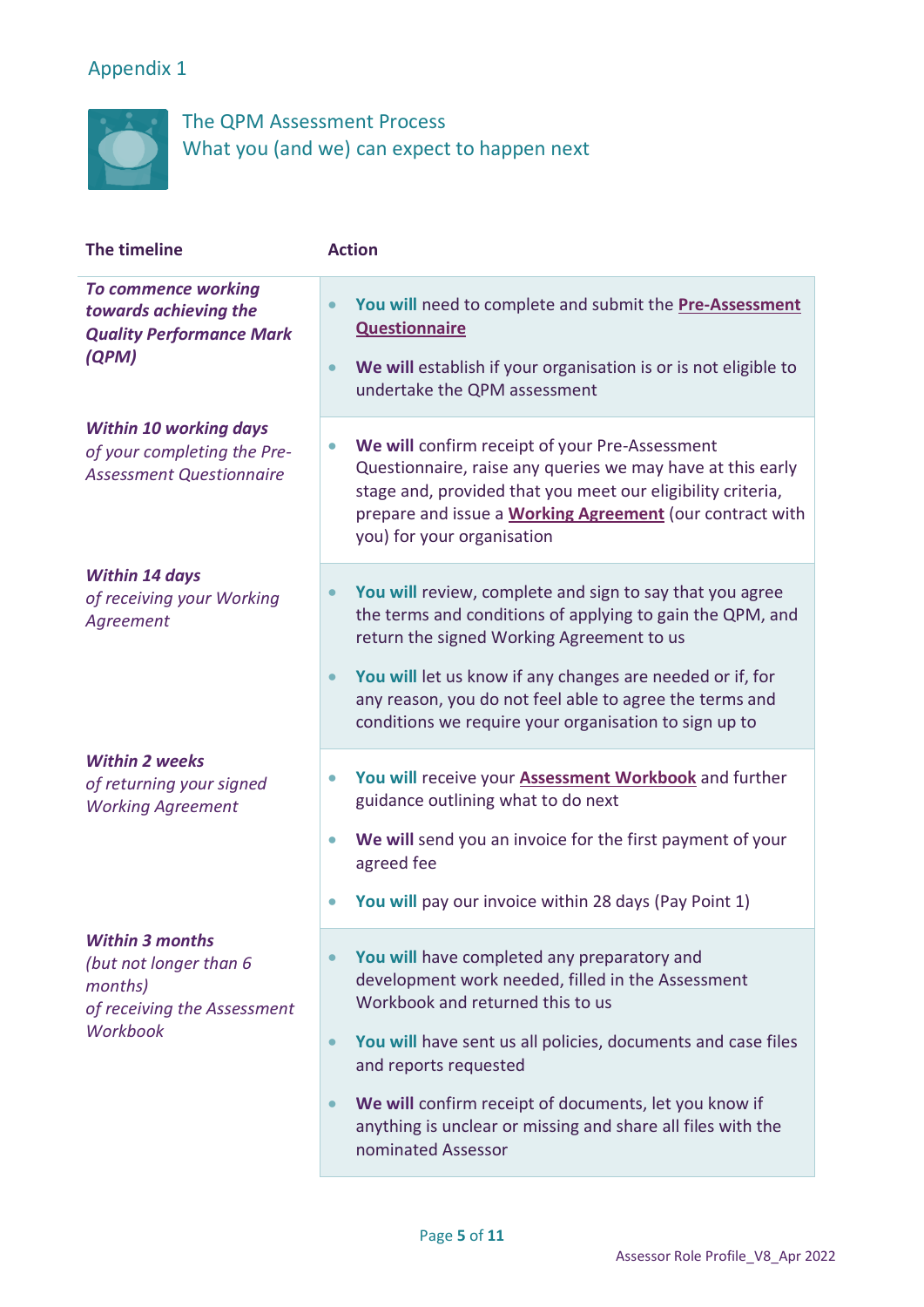## Appendix 1

### The QPM Assessment Process
What you (and we) can expect to happen next

| The timeline | Action |
|---|---|
| ***To commence working towards achieving the Quality Performance Mark (QPM)*** | • **You will** need to complete and submit the **Pre-Assessment Questionnaire**<br>• **We will** establish if your organisation is or is not eligible to undertake the QPM assessment |
| ***Within 10 working days*** *of your completing the Pre-Assessment Questionnaire* | • **We will** confirm receipt of your Pre-Assessment Questionnaire, raise any queries we may have at this early stage and, provided that you meet our eligibility criteria, prepare and issue a **Working Agreement** (our contract with you) for your organisation |
| ***Within 14 days*** *of receiving your Working Agreement* | • **You will** review, complete and sign to say that you agree the terms and conditions of applying to gain the QPM, and return the signed Working Agreement to us<br>• **You will** let us know if any changes are needed or if, for any reason, you do not feel able to agree the terms and conditions we require your organisation to sign up to |
| ***Within 2 weeks*** *of returning your signed Working Agreement* | • **You will** receive your **Assessment Workbook** and further guidance outlining what to do next<br>• **We will** send you an invoice for the first payment of your agreed fee<br>• **You will** pay our invoice within 28 days (Pay Point 1) |
| ***Within 3 months*** *(but not longer than 6 months) of receiving the Assessment Workbook* | • **You will** have completed any preparatory and development work needed, filled in the Assessment Workbook and returned this to us<br>• **You will** have sent us all policies, documents and case files and reports requested<br>• **We will** confirm receipt of documents, let you know if anything is unclear or missing and share all files with the nominated Assessor |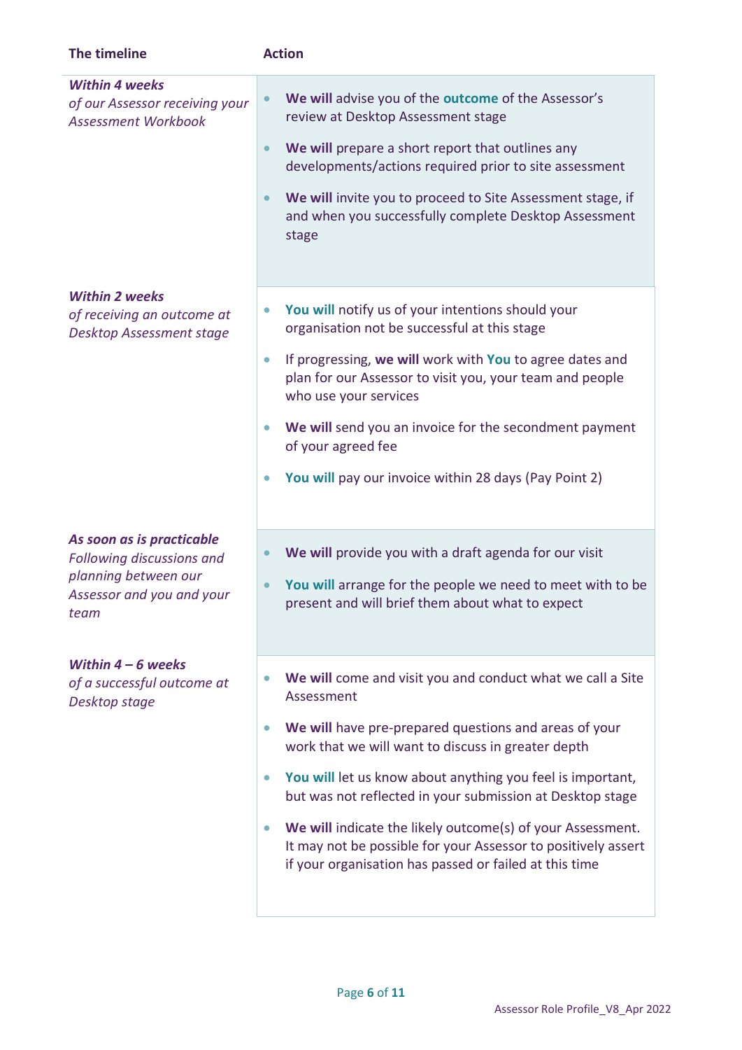| The timeline | Action |
|---|---|
| ***Within 4 weeks*** *of our Assessor receiving your Assessment Workbook* | • **We will** advise you of the **outcome** of the Assessor's review at Desktop Assessment stage<br>• **We will** prepare a short report that outlines any developments/actions required prior to site assessment<br>• **We will** invite you to proceed to Site Assessment stage, if and when you successfully complete Desktop Assessment stage |
| ***Within 2 weeks*** *of receiving an outcome at Desktop Assessment stage* | • **You will** notify us of your intentions should your organisation not be successful at this stage<br>• If progressing, **we will** work with **You** to agree dates and plan for our Assessor to visit you, your team and people who use your services<br>• **We will** send you an invoice for the secondment payment of your agreed fee<br>• **You will** pay our invoice within 28 days (Pay Point 2) |
| ***As soon as is practicable*** *Following discussions and planning between our Assessor and you and your team* | • **We will** provide you with a draft agenda for our visit<br>• **You will** arrange for the people we need to meet with to be present and will brief them about what to expect |
| ***Within 4 – 6 weeks*** *of a successful outcome at Desktop stage* | • **We will** come and visit you and conduct what we call a Site Assessment<br>• **We will** have pre-prepared questions and areas of your work that we will want to discuss in greater depth<br>• **You will** let us know about anything you feel is important, but was not reflected in your submission at Desktop stage<br>• **We will** indicate the likely outcome(s) of your Assessment. It may not be possible for your Assessor to positively assert if your organisation has passed or failed at this time |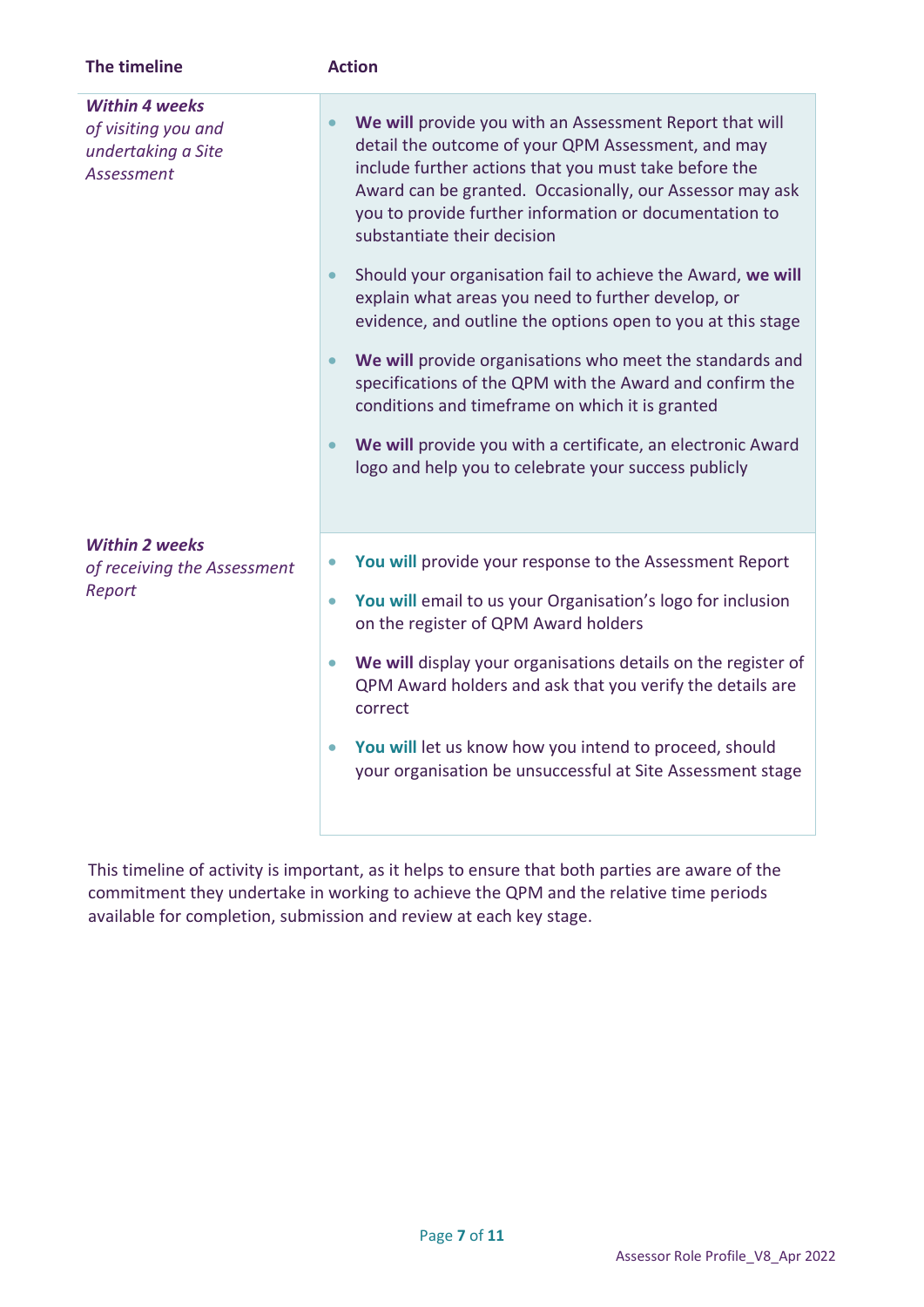| The timeline | Action |
| --- | --- |
| ***Within 4 weeks*** *of visiting you and undertaking a Site Assessment* | • **We will** provide you with an Assessment Report that will detail the outcome of your QPM Assessment, and may include further actions that you must take before the Award can be granted. Occasionally, our Assessor may ask you to provide further information or documentation to substantiate their decision<br>• Should your organisation fail to achieve the Award, **we will** explain what areas you need to further develop, or evidence, and outline the options open to you at this stage<br>• **We will** provide organisations who meet the standards and specifications of the QPM with the Award and confirm the conditions and timeframe on which it is granted<br>• **We will** provide you with a certificate, an electronic Award logo and help you to celebrate your success publicly |
| ***Within 2 weeks*** *of receiving the Assessment Report* | • **You will** provide your response to the Assessment Report<br>• **You will** email to us your Organisation's logo for inclusion on the register of QPM Award holders<br>• **We will** display your organisations details on the register of QPM Award holders and ask that you verify the details are correct<br>• **You will** let us know how you intend to proceed, should your organisation be unsuccessful at Site Assessment stage |

This timeline of activity is important, as it helps to ensure that both parties are aware of the commitment they undertake in working to achieve the QPM and the relative time periods available for completion, submission and review at each key stage.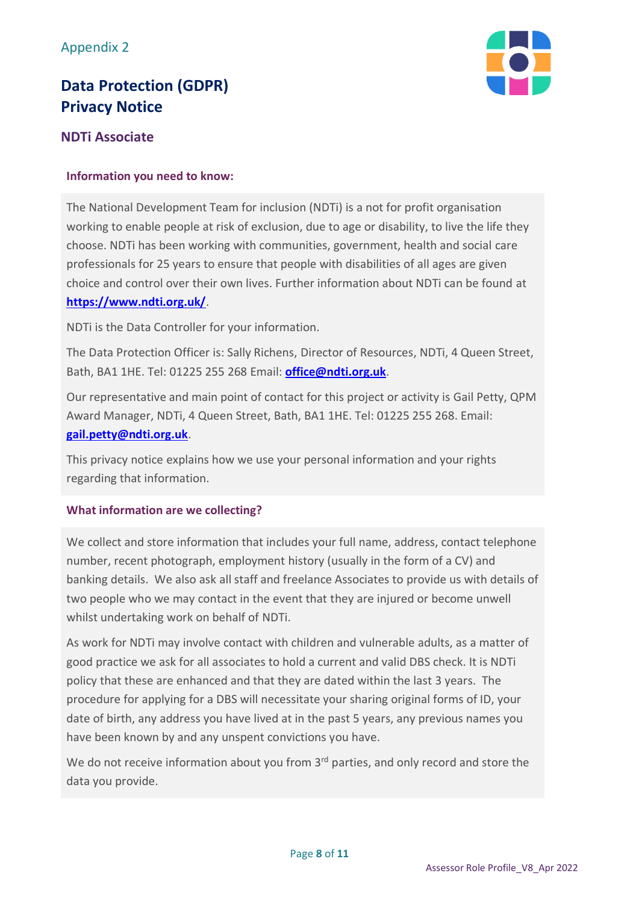Appendix 2

# Data Protection (GDPR) Privacy Notice

## NDTi Associate

### Information you need to know:

The National Development Team for inclusion (NDTi) is a not for profit organisation working to enable people at risk of exclusion, due to age or disability, to live the life they choose. NDTi has been working with communities, government, health and social care professionals for 25 years to ensure that people with disabilities of all ages are given choice and control over their own lives. Further information about NDTi can be found at **https://www.ndti.org.uk/**.

NDTi is the Data Controller for your information.

The Data Protection Officer is: Sally Richens, Director of Resources, NDTi, 4 Queen Street, Bath, BA1 1HE. Tel: 01225 255 268 Email: **office@ndti.org.uk**.

Our representative and main point of contact for this project or activity is Gail Petty, QPM Award Manager, NDTi, 4 Queen Street, Bath, BA1 1HE. Tel: 01225 255 268. Email: **gail.petty@ndti.org.uk**.

This privacy notice explains how we use your personal information and your rights regarding that information.

### What information are we collecting?

We collect and store information that includes your full name, address, contact telephone number, recent photograph, employment history (usually in the form of a CV) and banking details. We also ask all staff and freelance Associates to provide us with details of two people who we may contact in the event that they are injured or become unwell whilst undertaking work on behalf of NDTi.

As work for NDTi may involve contact with children and vulnerable adults, as a matter of good practice we ask for all associates to hold a current and valid DBS check. It is NDTi policy that these are enhanced and that they are dated within the last 3 years. The procedure for applying for a DBS will necessitate your sharing original forms of ID, your date of birth, any address you have lived at in the past 5 years, any previous names you have been known by and any unspent convictions you have.

We do not receive information about you from 3rd parties, and only record and store the data you provide.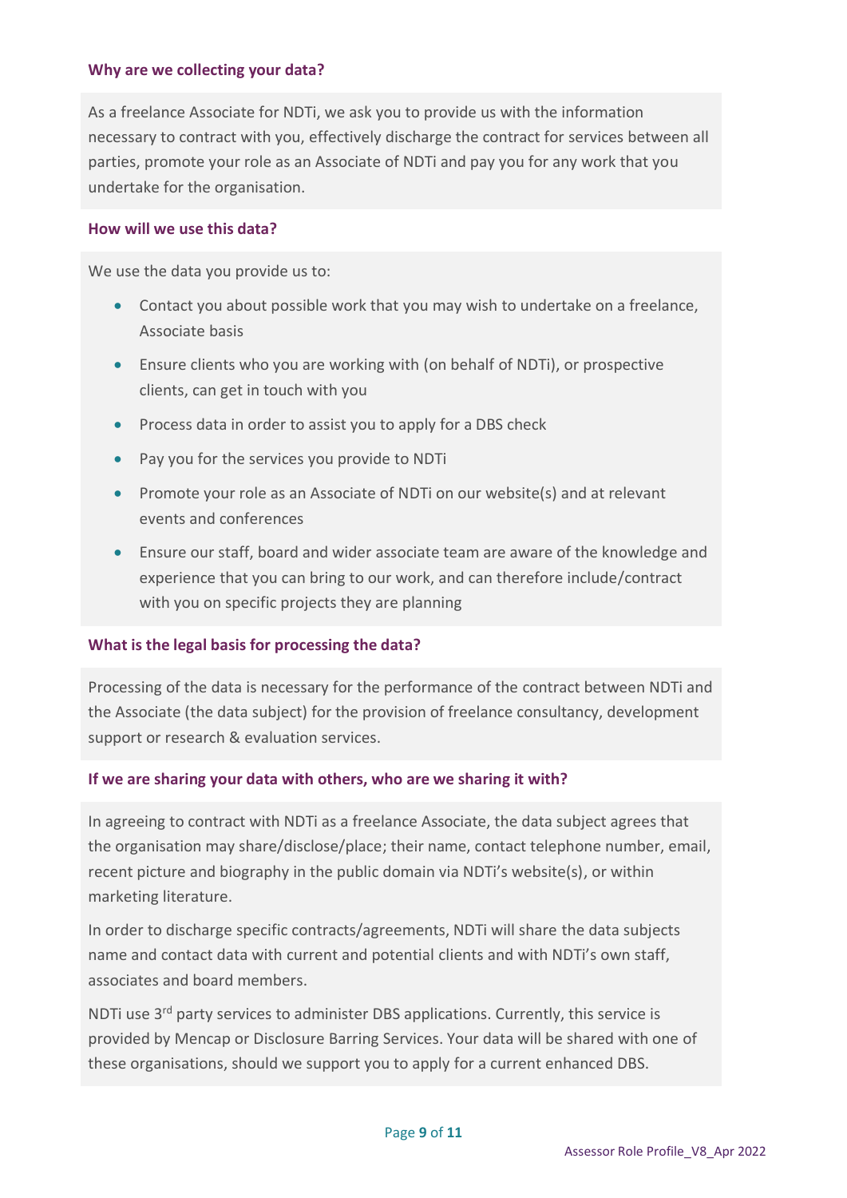### Why are we collecting your data?

As a freelance Associate for NDTi, we ask you to provide us with the information necessary to contract with you, effectively discharge the contract for services between all parties, promote your role as an Associate of NDTi and pay you for any work that you undertake for the organisation.

### How will we use this data?

We use the data you provide us to:

- Contact you about possible work that you may wish to undertake on a freelance, Associate basis
- Ensure clients who you are working with (on behalf of NDTi), or prospective clients, can get in touch with you
- Process data in order to assist you to apply for a DBS check
- Pay you for the services you provide to NDTi
- Promote your role as an Associate of NDTi on our website(s) and at relevant events and conferences
- Ensure our staff, board and wider associate team are aware of the knowledge and experience that you can bring to our work, and can therefore include/contract with you on specific projects they are planning

### What is the legal basis for processing the data?

Processing of the data is necessary for the performance of the contract between NDTi and the Associate (the data subject) for the provision of freelance consultancy, development support or research & evaluation services.

### If we are sharing your data with others, who are we sharing it with?

In agreeing to contract with NDTi as a freelance Associate, the data subject agrees that the organisation may share/disclose/place; their name, contact telephone number, email, recent picture and biography in the public domain via NDTi's website(s), or within marketing literature.

In order to discharge specific contracts/agreements, NDTi will share the data subjects name and contact data with current and potential clients and with NDTi's own staff, associates and board members.

NDTi use 3rd party services to administer DBS applications. Currently, this service is provided by Mencap or Disclosure Barring Services. Your data will be shared with one of these organisations, should we support you to apply for a current enhanced DBS.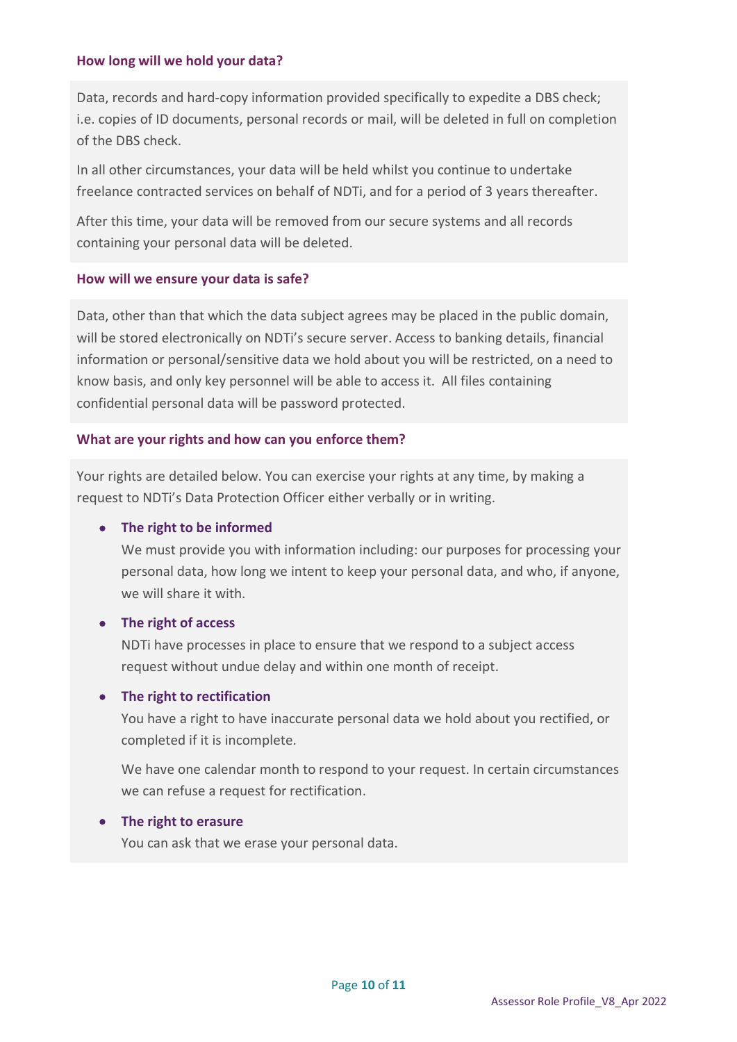#### How long will we hold your data?

Data, records and hard-copy information provided specifically to expedite a DBS check; i.e. copies of ID documents, personal records or mail, will be deleted in full on completion of the DBS check.

In all other circumstances, your data will be held whilst you continue to undertake freelance contracted services on behalf of NDTi, and for a period of 3 years thereafter.

After this time, your data will be removed from our secure systems and all records containing your personal data will be deleted.

#### How will we ensure your data is safe?

Data, other than that which the data subject agrees may be placed in the public domain, will be stored electronically on NDTi's secure server. Access to banking details, financial information or personal/sensitive data we hold about you will be restricted, on a need to know basis, and only key personnel will be able to access it. All files containing confidential personal data will be password protected.

#### What are your rights and how can you enforce them?

Your rights are detailed below. You can exercise your rights at any time, by making a request to NDTi's Data Protection Officer either verbally or in writing.

- **The right to be informed**
  We must provide you with information including: our purposes for processing your personal data, how long we intent to keep your personal data, and who, if anyone, we will share it with.
- **The right of access**
  NDTi have processes in place to ensure that we respond to a subject access request without undue delay and within one month of receipt.
- **The right to rectification**
  You have a right to have inaccurate personal data we hold about you rectified, or completed if it is incomplete.

  We have one calendar month to respond to your request. In certain circumstances we can refuse a request for rectification.
- **The right to erasure**
  You can ask that we erase your personal data.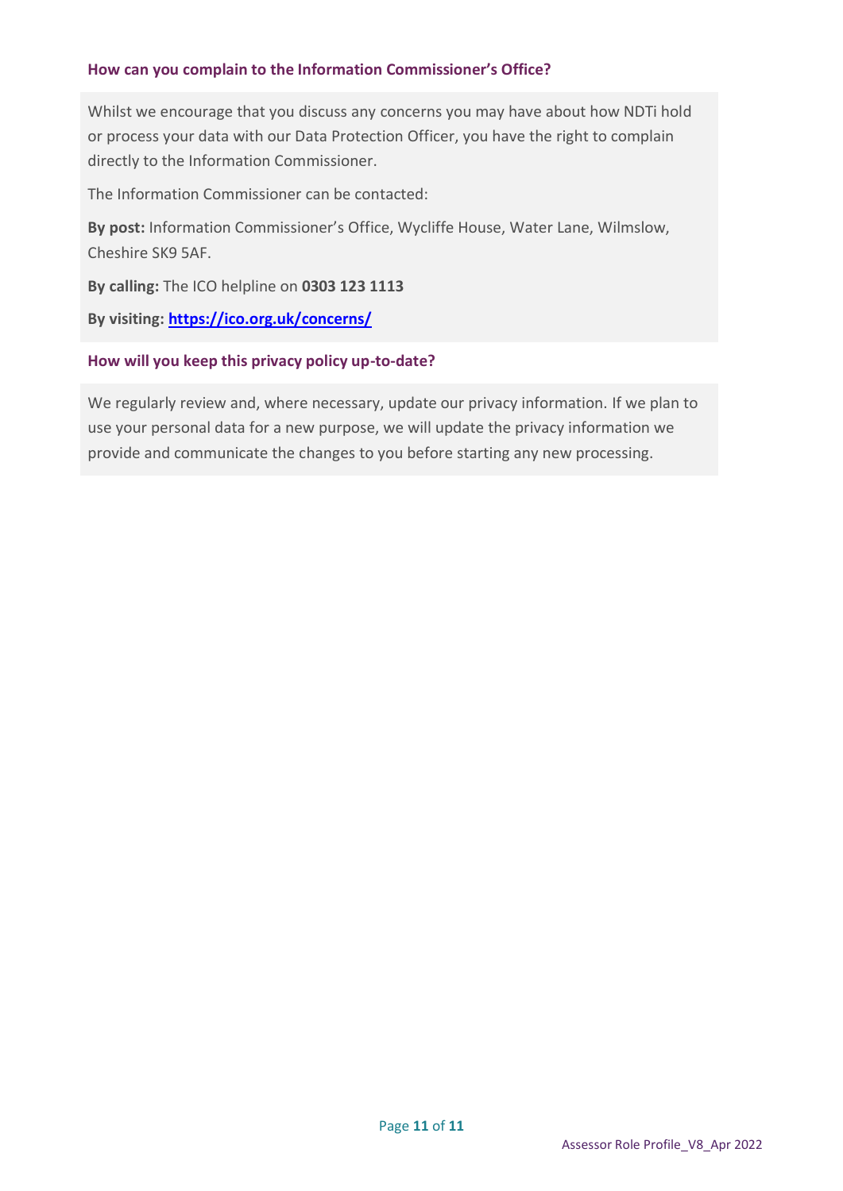### How can you complain to the Information Commissioner's Office?

Whilst we encourage that you discuss any concerns you may have about how NDTi hold or process your data with our Data Protection Officer, you have the right to complain directly to the Information Commissioner.

The Information Commissioner can be contacted:

**By post:** Information Commissioner's Office, Wycliffe House, Water Lane, Wilmslow, Cheshire SK9 5AF.

**By calling:** The ICO helpline on **0303 123 1113**

**By visiting:** **https://ico.org.uk/concerns/**

### How will you keep this privacy policy up-to-date?

We regularly review and, where necessary, update our privacy information. If we plan to use your personal data for a new purpose, we will update the privacy information we provide and communicate the changes to you before starting any new processing.